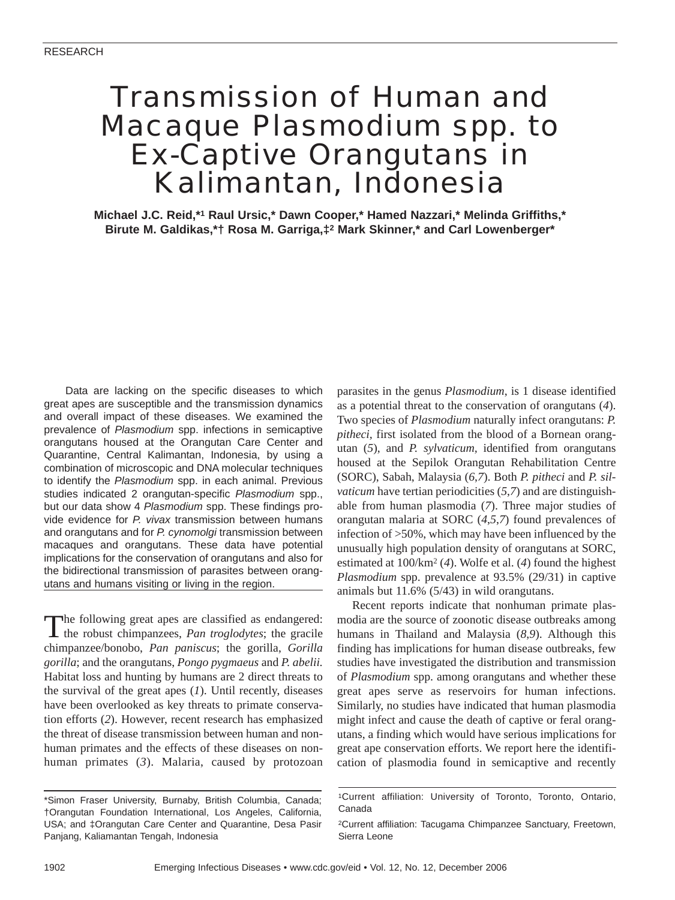RESEARCH

# Transmission of Human and Macaque Plasmodium spp. to Ex-Captive Orangutans in Kalimantan, Indonesia

**Michael J.C. Reid,*[1] Raul Ursic,* Dawn Cooper,* Hamed Nazzari,* Melinda Griffiths,* Birute M. Galdikas,*† Rosa M. Garriga,‡[2] Mark Skinner,* and Carl Lowenberger***

Data are lacking on the specific diseases to which great apes are susceptible and the transmission dynamics and overall impact of these diseases. We examined the prevalence of *Plasmodium* spp. infections in semicaptive orangutans housed at the Orangutan Care Center and Quarantine, Central Kalimantan, Indonesia, by using a combination of microscopic and DNA molecular techniques to identify the *Plasmodium* spp. in each animal. Previous studies indicated 2 orangutan-specific *Plasmodium* spp., but our data show 4 *Plasmodium* spp. These findings provide evidence for *P. vivax* transmission between humans and orangutans and for *P. cynomolgi* transmission between macaques and orangutans. These data have potential implications for the conservation of orangutans and also for the bidirectional transmission of parasites between orangutans and humans visiting or living in the region.

The following great apes are classified as endangered: the robust chimpanzees, *Pan troglodytes*; the gracile chimpanzee/bonobo, *Pan paniscus*; the gorilla, *Gorilla gorilla*; and the orangutans, *Pongo pygmaeus* and *P. abelii*. Habitat loss and hunting by humans are 2 direct threats to the survival of the great apes (*1*). Until recently, diseases have been overlooked as key threats to primate conservation efforts (*2*). However, recent research has emphasized the threat of disease transmission between human and nonhuman primates and the effects of these diseases on nonhuman primates (*3*). Malaria, caused by protozoan parasites in the genus *Plasmodium*, is 1 disease identified as a potential threat to the conservation of orangutans (*4*). Two species of *Plasmodium* naturally infect orangutans: *P. pitheci*, first isolated from the blood of a Bornean orangutan (*5*), and *P. sylvaticum*, identified from orangutans housed at the Sepilok Orangutan Rehabilitation Centre (SORC), Sabah, Malaysia (*6*,*7*). Both *P. pitheci* and *P. silvaticum* have tertian periodicities (*5*,*7*) and are distinguishable from human plasmodia (*7*). Three major studies of orangutan malaria at SORC (*4*,*5*,*7*) found prevalences of infection of >50%, which may have been influenced by the unusually high population density of orangutans at SORC, estimated at 100/km$^2$ (*4*). Wolfe et al. (*4*) found the highest *Plasmodium* spp. prevalence at 93.5% (29/31) in captive animals but 11.6% (5/43) in wild orangutans.

Recent reports indicate that nonhuman primate plasmodia are the source of zoonotic disease outbreaks among humans in Thailand and Malaysia (*8*,*9*). Although this finding has implications for human disease outbreaks, few studies have investigated the distribution and transmission of *Plasmodium* spp. among orangutans and whether these great apes serve as reservoirs for human infections. Similarly, no studies have indicated that human plasmodia might infect and cause the death of captive or feral orangutans, a finding which would have serious implications for great ape conservation efforts. We report here the identification of plasmodia found in semicaptive and recently

*Simon Fraser University, Burnaby, British Columbia, Canada; †Orangutan Foundation International, Los Angeles, California, USA; and ‡Orangutan Care Center and Quarantine, Desa Pasir Panjang, Kaliamantan Tengah, Indonesia

[1]Current affiliation: University of Toronto, Toronto, Ontario, Canada

[2]Current affiliation: Tacugama Chimpanzee Sanctuary, Freetown, Sierra Leone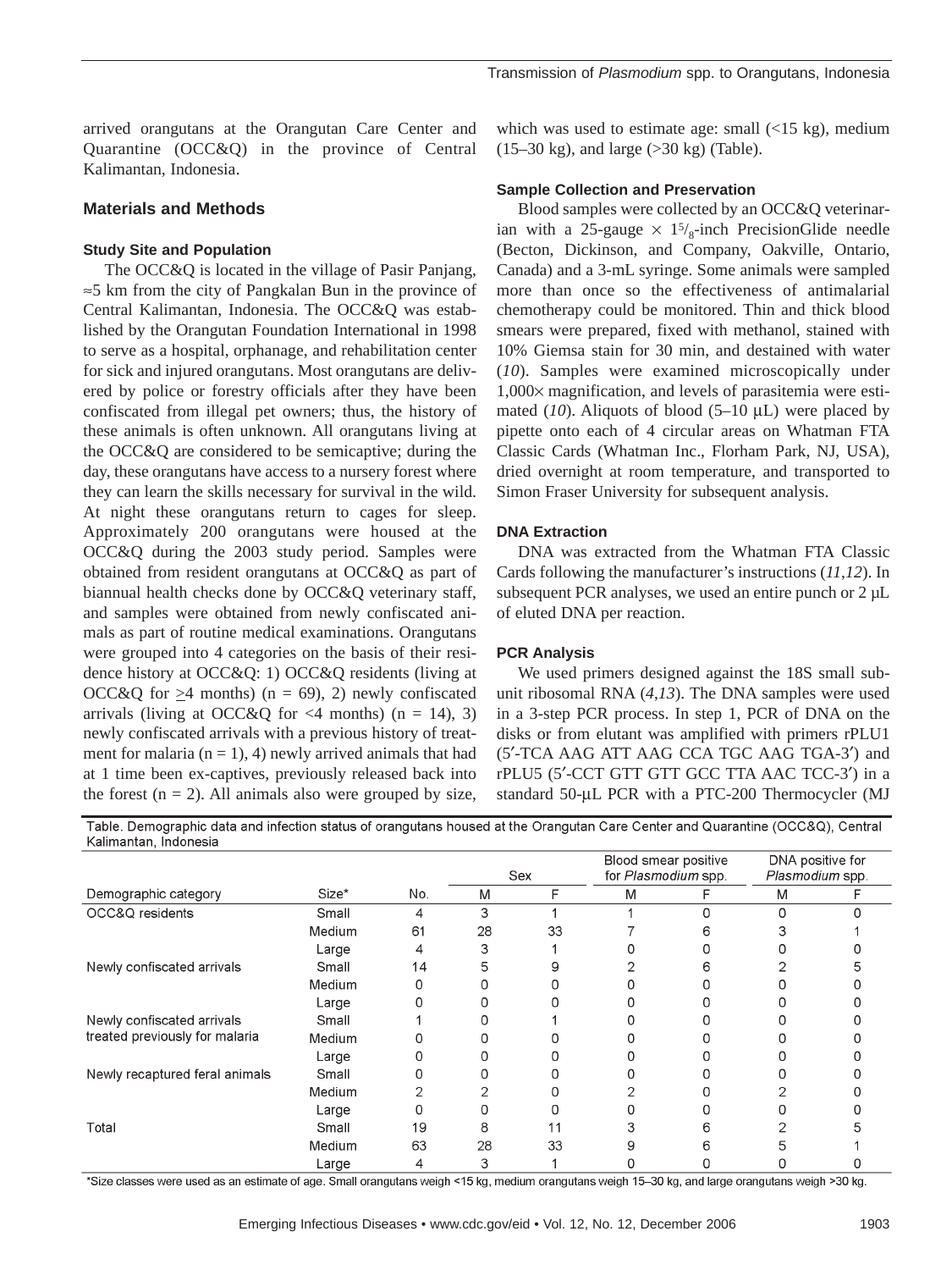arrived orangutans at the Orangutan Care Center and Quarantine (OCC&Q) in the province of Central Kalimantan, Indonesia.

## Materials and Methods

### Study Site and Population

The OCC&Q is located in the village of Pasir Panjang, ≈5 km from the city of Pangkalan Bun in the province of Central Kalimantan, Indonesia. The OCC&Q was established by the Orangutan Foundation International in 1998 to serve as a hospital, orphanage, and rehabilitation center for sick and injured orangutans. Most orangutans are delivered by police or forestry officials after they have been confiscated from illegal pet owners; thus, the history of these animals is often unknown. All orangutans living at the OCC&Q are considered to be semicaptive; during the day, these orangutans have access to a nursery forest where they can learn the skills necessary for survival in the wild. At night these orangutans return to cages for sleep. Approximately 200 orangutans were housed at the OCC&Q during the 2003 study period. Samples were obtained from resident orangutans at OCC&Q as part of biannual health checks done by OCC&Q veterinary staff, and samples were obtained from newly confiscated animals as part of routine medical examinations. Orangutans were grouped into 4 categories on the basis of their residence history at OCC&Q: 1) OCC&Q residents (living at OCC&Q for ≥4 months) (n = 69), 2) newly confiscated arrivals (living at OCC&Q for <4 months) (n = 14), 3) newly confiscated arrivals with a previous history of treatment for malaria (n = 1), 4) newly arrived animals that had at 1 time been ex-captives, previously released back into the forest (n = 2). All animals also were grouped by size, which was used to estimate age: small (<15 kg), medium (15–30 kg), and large (>30 kg) (Table).

### Sample Collection and Preservation

Blood samples were collected by an OCC&Q veterinarian with a 25-gauge × $1^5/_8$-inch PrecisionGlide needle (Becton, Dickinson, and Company, Oakville, Ontario, Canada) and a 3-mL syringe. Some animals were sampled more than once so the effectiveness of antimalarial chemotherapy could be monitored. Thin and thick blood smears were prepared, fixed with methanol, stained with 10% Giemsa stain for 30 min, and destained with water (*10*). Samples were examined microscopically under 1,000× magnification, and levels of parasitemia were estimated (*10*). Aliquots of blood (5–10 µL) were placed by pipette onto each of 4 circular areas on Whatman FTA Classic Cards (Whatman Inc., Florham Park, NJ, USA), dried overnight at room temperature, and transported to Simon Fraser University for subsequent analysis.

### DNA Extraction

DNA was extracted from the Whatman FTA Classic Cards following the manufacturer's instructions (*11*,*12*). In subsequent PCR analyses, we used an entire punch or 2 µL of eluted DNA per reaction.

### PCR Analysis

We used primers designed against the 18S small subunit ribosomal RNA (*4*,*13*). The DNA samples were used in a 3-step PCR process. In step 1, PCR of DNA on the disks or from elutant was amplified with primers rPLU1 (5′-TCA AAG ATT AAG CCA TGC AAG TGA-3′) and rPLU5 (5′-CCT GTT GTT GCC TTA AAC TCC-3′) in a standard 50-µL PCR with a PTC-200 Thermocycler (MJ

Table. Demographic data and infection status of orangutans housed at the Orangutan Care Center and Quarantine (OCC&Q), Central Kalimantan, Indonesia

| Demographic category | Size* | No. | Sex | | Blood smear positive for *Plasmodium* spp. | | DNA positive for *Plasmodium* spp. | |
|---|---|---|---|---|---|---|---|---|
| | | | M | F | M | F | M | F |
| OCC&Q residents | Small | 4 | 3 | 1 | 1 | 0 | 0 | 0 |
| | Medium | 61 | 28 | 33 | 7 | 6 | 3 | 1 |
| | Large | 4 | 3 | 1 | 0 | 0 | 0 | 0 |
| Newly confiscated arrivals | Small | 14 | 5 | 9 | 2 | 6 | 2 | 5 |
| | Medium | 0 | 0 | 0 | 0 | 0 | 0 | 0 |
| | Large | 0 | 0 | 0 | 0 | 0 | 0 | 0 |
| Newly confiscated arrivals treated previously for malaria | Small | 1 | 0 | 1 | 0 | 0 | 0 | 0 |
| | Medium | 0 | 0 | 0 | 0 | 0 | 0 | 0 |
| | Large | 0 | 0 | 0 | 0 | 0 | 0 | 0 |
| Newly recaptured feral animals | Small | 0 | 0 | 0 | 0 | 0 | 0 | 0 |
| | Medium | 2 | 2 | 0 | 2 | 0 | 2 | 0 |
| | Large | 0 | 0 | 0 | 0 | 0 | 0 | 0 |
| Total | Small | 19 | 8 | 11 | 3 | 6 | 2 | 5 |
| | Medium | 63 | 28 | 33 | 9 | 6 | 5 | 1 |
| | Large | 4 | 3 | 1 | 0 | 0 | 0 | 0 |

*Size classes were used as an estimate of age. Small orangutans weigh <15 kg, medium orangutans weigh 15–30 kg, and large orangutans weigh >30 kg.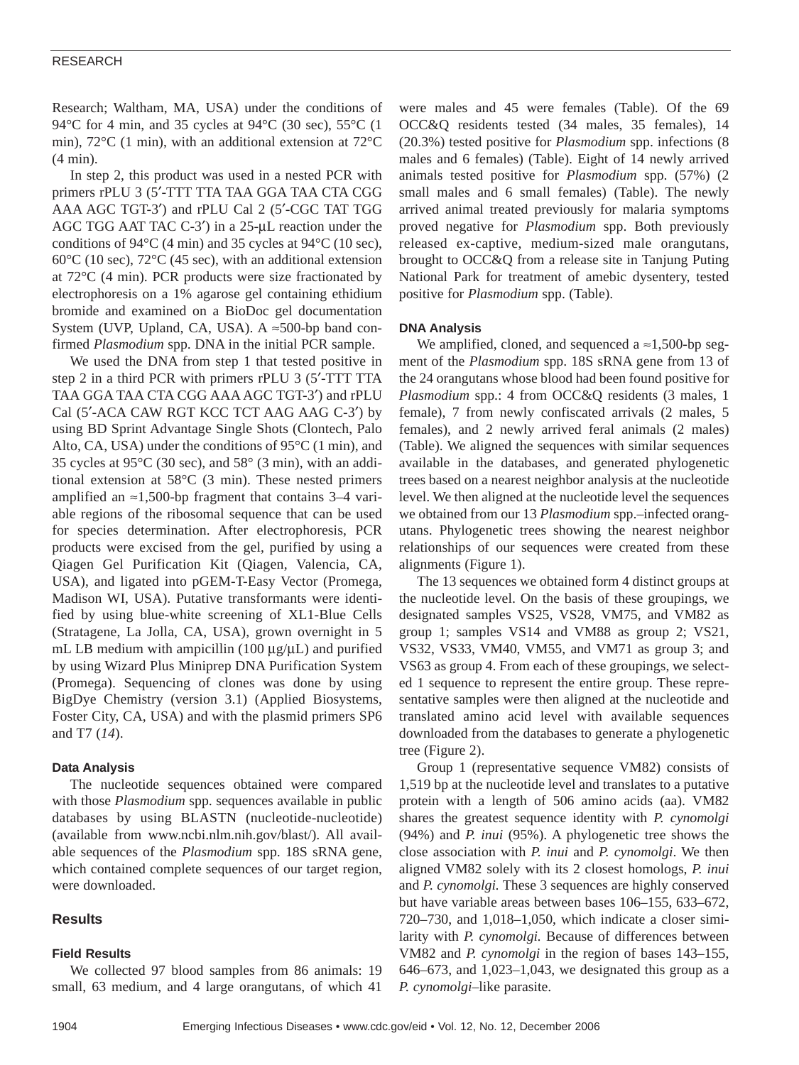Research; Waltham, MA, USA) under the conditions of 94°C for 4 min, and 35 cycles at 94°C (30 sec), 55°C (1 min), 72°C (1 min), with an additional extension at 72°C (4 min).

In step 2, this product was used in a nested PCR with primers rPLU 3 (5′-TTT TTA TAA GGA TAA CTA CGG AAA AGC TGT-3′) and rPLU Cal 2 (5′-CGC TAT TGG AGC TGG AAT TAC C-3′) in a 25-μL reaction under the conditions of 94°C (4 min) and 35 cycles at 94°C (10 sec), 60°C (10 sec), 72°C (45 sec), with an additional extension at 72°C (4 min). PCR products were size fractionated by electrophoresis on a 1% agarose gel containing ethidium bromide and examined on a BioDoc gel documentation System (UVP, Upland, CA, USA). A ≈500-bp band confirmed *Plasmodium* spp. DNA in the initial PCR sample.

We used the DNA from step 1 that tested positive in step 2 in a third PCR with primers rPLU 3 (5′-TTT TTA TAA GGA TAA CTA CGG AAA AGC TGT-3′) and rPLU Cal (5′-ACA CAW RGT KCC TCT AAG AAG C-3′) by using BD Sprint Advantage Single Shots (Clontech, Palo Alto, CA, USA) under the conditions of 95°C (1 min), and 35 cycles at 95°C (30 sec), and 58° (3 min), with an additional extension at 58°C (3 min). These nested primers amplified an ≈1,500-bp fragment that contains 3–4 variable regions of the ribosomal sequence that can be used for species determination. After electrophoresis, PCR products were excised from the gel, purified by using a Qiagen Gel Purification Kit (Qiagen, Valencia, CA, USA), and ligated into pGEM-T-Easy Vector (Promega, Madison WI, USA). Putative transformants were identified by using blue-white screening of XL1-Blue Cells (Stratagene, La Jolla, CA, USA), grown overnight in 5 mL LB medium with ampicillin (100 μg/μL) and purified by using Wizard Plus Miniprep DNA Purification System (Promega). Sequencing of clones was done by using BigDye Chemistry (version 3.1) (Applied Biosystems, Foster City, CA, USA) and with the plasmid primers SP6 and T7 (*14*).

### Data Analysis

The nucleotide sequences obtained were compared with those *Plasmodium* spp. sequences available in public databases by using BLASTN (nucleotide-nucleotide) (available from www.ncbi.nlm.nih.gov/blast/). All available sequences of the *Plasmodium* spp. 18S sRNA gene, which contained complete sequences of our target region, were downloaded.

## Results

### Field Results

We collected 97 blood samples from 86 animals: 19 small, 63 medium, and 4 large orangutans, of which 41 were males and 45 were females (Table). Of the 69 OCC&Q residents tested (34 males, 35 females), 14 (20.3%) tested positive for *Plasmodium* spp. infections (8 males and 6 females) (Table). Eight of 14 newly arrived animals tested positive for *Plasmodium* spp. (57%) (2 small males and 6 small females) (Table). The newly arrived animal treated previously for malaria symptoms proved negative for *Plasmodium* spp. Both previously released ex-captive, medium-sized male orangutans, brought to OCC&Q from a release site in Tanjung Puting National Park for treatment of amebic dysentery, tested positive for *Plasmodium* spp. (Table).

### DNA Analysis

We amplified, cloned, and sequenced a ≈1,500-bp segment of the *Plasmodium* spp. 18S sRNA gene from 13 of the 24 orangutans whose blood had been found positive for *Plasmodium* spp.: 4 from OCC&Q residents (3 males, 1 female), 7 from newly confiscated arrivals (2 males, 5 females), and 2 newly arrived feral animals (2 males) (Table). We aligned the sequences with similar sequences available in the databases, and generated phylogenetic trees based on a nearest neighbor analysis at the nucleotide level. We then aligned at the nucleotide level the sequences we obtained from our 13 *Plasmodium* spp.–infected orangutans. Phylogenetic trees showing the nearest neighbor relationships of our sequences were created from these alignments (Figure 1).

The 13 sequences we obtained form 4 distinct groups at the nucleotide level. On the basis of these groupings, we designated samples VS25, VS28, VM75, and VM82 as group 1; samples VS14 and VM88 as group 2; VS21, VS32, VS33, VM40, VM55, and VM71 as group 3; and VS63 as group 4. From each of these groupings, we selected 1 sequence to represent the entire group. These representative samples were then aligned at the nucleotide and translated amino acid level with available sequences downloaded from the databases to generate a phylogenetic tree (Figure 2).

Group 1 (representative sequence VM82) consists of 1,519 bp at the nucleotide level and translates to a putative protein with a length of 506 amino acids (aa). VM82 shares the greatest sequence identity with *P. cynomolgi* (94%) and *P. inui* (95%). A phylogenetic tree shows the close association with *P. inui* and *P. cynomolgi*. We then aligned VM82 solely with its 2 closest homologs, *P. inui* and *P. cynomolgi.* These 3 sequences are highly conserved but have variable areas between bases 106–155, 633–672, 720–730, and 1,018–1,050, which indicate a closer similarity with *P. cynomolgi.* Because of differences between VM82 and *P. cynomolgi* in the region of bases 143–155, 646–673, and 1,023–1,043, we designated this group as a *P. cynomolgi*–like parasite.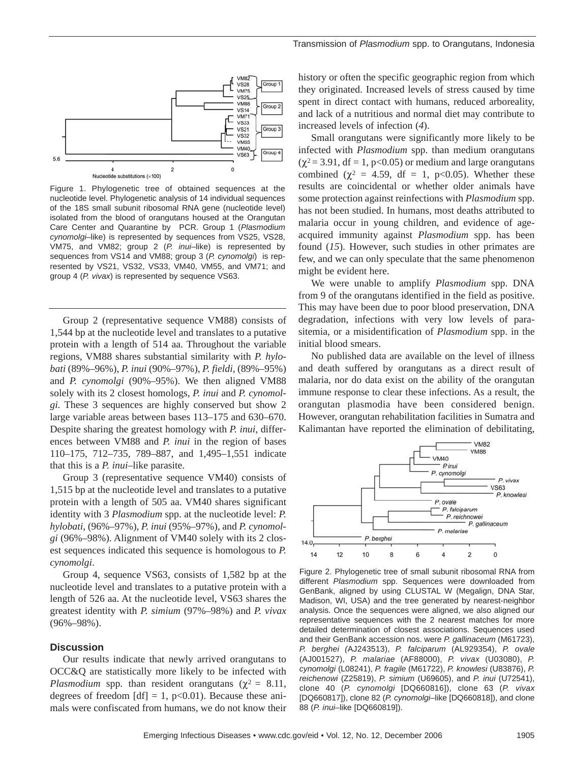Figure 1. Phylogenetic tree of obtained sequences at the nucleotide level. Phylogenetic analysis of 14 individual sequences of the 18S small subunit ribosomal RNA gene (nucleotide level) isolated from the blood of orangutans housed at the Orangutan Care Center and Quarantine by PCR. Group 1 (*Plasmodium cynomolgi*–like) is represented by sequences from VS25, VS28, VM75, and VM82; group 2 (*P. inui*–like) is represented by sequences from VS14 and VM88; group 3 (*P. cynomolgi*) is represented by VS21, VS32, VS33, VM40, VM55, and VM71; and group 4 (*P. vivax*) is represented by sequence VS63.

Group 2 (representative sequence VM88) consists of 1,544 bp at the nucleotide level and translates to a putative protein with a length of 514 aa. Throughout the variable regions, VM88 shares substantial similarity with *P. hylobati* (89%–96%), *P. inui* (90%–97%), *P. fieldi*, (89%–95%) and *P. cynomolgi* (90%–95%). We then aligned VM88 solely with its 2 closest homologs, *P. inui* and *P. cynomolgi.* These 3 sequences are highly conserved but show 2 large variable areas between bases 113–175 and 630–670. Despite sharing the greatest homology with *P. inui*, differences between VM88 and *P. inui* in the region of bases 110–175, 712–735, 789–887, and 1,495–1,551 indicate that this is a *P. inui*–like parasite.

Group 3 (representative sequence VM40) consists of 1,515 bp at the nucleotide level and translates to a putative protein with a length of 505 aa. VM40 shares significant identity with 3 *Plasmodium* spp. at the nucleotide level: *P. hylobati*, (96%–97%), *P. inui* (95%–97%), and *P. cynomolgi* (96%–98%). Alignment of VM40 solely with its 2 closest sequences indicated this sequence is homologous to *P. cynomolgi*.

Group 4, sequence VS63, consists of 1,582 bp at the nucleotide level and translates to a putative protein with a length of 526 aa. At the nucleotide level, VS63 shares the greatest identity with *P. simium* (97%–98%) and *P. vivax* (96%–98%).

## Discussion

Our results indicate that newly arrived orangutans to OCC&Q are statistically more likely to be infected with *Plasmodium* spp. than resident orangutans ($\chi^2$ = 8.11, degrees of freedom [df] = 1, $p<0.01$). Because these animals were confiscated from humans, we do not know their history or often the specific geographic region from which they originated. Increased levels of stress caused by time spent in direct contact with humans, reduced arboreality, and lack of a nutritious and normal diet may contribute to increased levels of infection (*4*).

Small orangutans were significantly more likely to be infected with *Plasmodium* spp. than medium orangutans ($\chi^2$ = 3.91, df = 1, $p<0.05$) or medium and large orangutans combined ($\chi^2$ = 4.59, df = 1, $p<0.05$). Whether these results are coincidental or whether older animals have some protection against reinfections with *Plasmodium* spp. has not been studied. In humans, most deaths attributed to malaria occur in young children, and evidence of age-acquired immunity against *Plasmodium* spp. has been found (*15*). However, such studies in other primates are few, and we can only speculate that the same phenomenon might be evident here.

We were unable to amplify *Plasmodium* spp. DNA from 9 of the orangutans identified in the field as positive. This may have been due to poor blood preservation, DNA degradation, infections with very low levels of parasitemia, or a misidentification of *Plasmodium* spp. in the initial blood smears.

No published data are available on the level of illness and death suffered by orangutans as a direct result of malaria, nor do data exist on the ability of the orangutan immune response to clear these infections. As a result, the orangutan plasmodia have been considered benign. However, orangutan rehabilitation facilities in Sumatra and Kalimantan have reported the elimination of debilitating,

Figure 2. Phylogenetic tree of small subunit ribosomal RNA from different *Plasmodium* spp. Sequences were downloaded from GenBank, aligned by using CLUSTAL W (Megalign, DNA Star, Madison, WI, USA) and the tree generated by nearest-neighbor analysis. Once the sequences were aligned, we also aligned our representative sequences with the 2 nearest matches for more detailed determination of closest associations. Sequences used and their GenBank accession nos. were *P. gallinaceum* (M61723), *P. berghei (*AJ243513), *P. falciparum* (AL929354), *P. ovale* (AJ001527), *P. malariae* (AF88000), *P. vivax* (U03080), *P. cynomolgi* (L08241), *P. fragile* (M61722), *P. knowlesi* (U83876), *P. reichenowi* (Z25819), *P. simium* (U69605), and *P. inui* (U72541), clone 40 (*P. cynomolgi* [DQ660816]), clone 63 (*P. vivax* [DQ660817]), clone 82 (*P. cynomolgi*–like [DQ660818]), and clone 88 (*P. inui*–like [DQ660819]).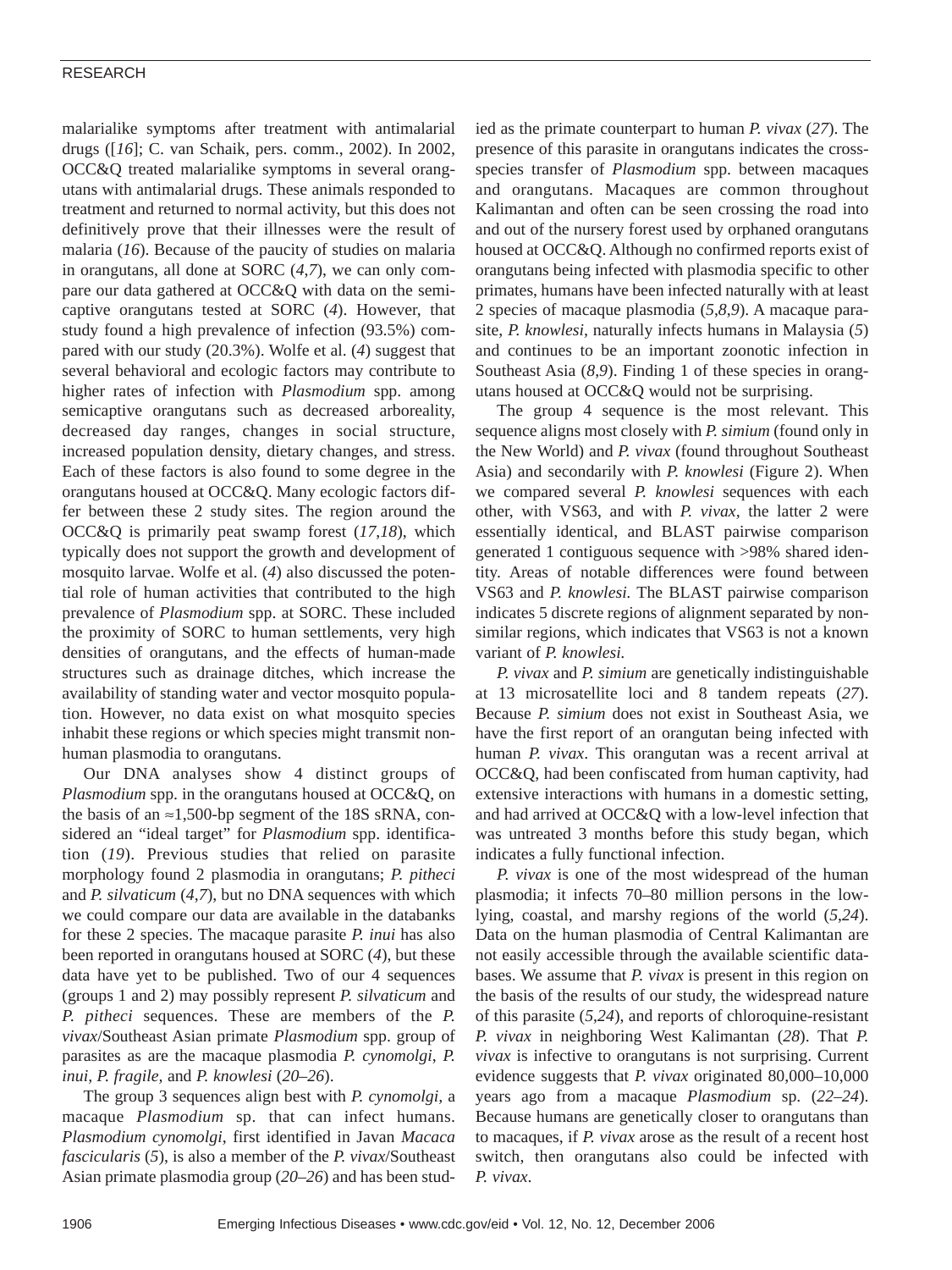malarialike symptoms after treatment with antimalarial drugs ([*16*]; C. van Schaik, pers. comm., 2002). In 2002, OCC&Q treated malarialike symptoms in several orangutans with antimalarial drugs. These animals responded to treatment and returned to normal activity, but this does not definitively prove that their illnesses were the result of malaria (*16*). Because of the paucity of studies on malaria in orangutans, all done at SORC (*4*,*7*), we can only compare our data gathered at OCC&Q with data on the semicaptive orangutans tested at SORC (*4*). However, that study found a high prevalence of infection (93.5%) compared with our study (20.3%). Wolfe et al. (*4*) suggest that several behavioral and ecologic factors may contribute to higher rates of infection with *Plasmodium* spp. among semicaptive orangutans such as decreased arboreality, decreased day ranges, changes in social structure, increased population density, dietary changes, and stress. Each of these factors is also found to some degree in the orangutans housed at OCC&Q. Many ecologic factors differ between these 2 study sites. The region around the OCC&Q is primarily peat swamp forest (*17*,*18*), which typically does not support the growth and development of mosquito larvae. Wolfe et al. (*4*) also discussed the potential role of human activities that contributed to the high prevalence of *Plasmodium* spp. at SORC. These included the proximity of SORC to human settlements, very high densities of orangutans, and the effects of human-made structures such as drainage ditches, which increase the availability of standing water and vector mosquito population. However, no data exist on what mosquito species inhabit these regions or which species might transmit nonhuman plasmodia to orangutans.

Our DNA analyses show 4 distinct groups of *Plasmodium* spp. in the orangutans housed at OCC&Q, on the basis of an ≈1,500-bp segment of the 18S sRNA, considered an "ideal target" for *Plasmodium* spp. identification (*19*). Previous studies that relied on parasite morphology found 2 plasmodia in orangutans; *P. pitheci* and *P. silvaticum* (*4*,*7*), but no DNA sequences with which we could compare our data are available in the databanks for these 2 species. The macaque parasite *P. inui* has also been reported in orangutans housed at SORC (*4*), but these data have yet to be published. Two of our 4 sequences (groups 1 and 2) may possibly represent *P. silvaticum* and *P. pitheci* sequences. These are members of the *P. vivax*/Southeast Asian primate *Plasmodium* spp. group of parasites as are the macaque plasmodia *P. cynomolgi*, *P. inui*, *P. fragile*, and *P. knowlesi* (*20*–*26*).

The group 3 sequences align best with *P. cynomolgi*, a macaque *Plasmodium* sp. that can infect humans. *Plasmodium cynomolgi*, first identified in Javan *Macaca fascicularis* (*5*), is also a member of the *P. vivax*/Southeast Asian primate plasmodia group (*20*–*26*) and has been studied as the primate counterpart to human *P. vivax* (*27*). The presence of this parasite in orangutans indicates the cross-species transfer of *Plasmodium* spp. between macaques and orangutans. Macaques are common throughout Kalimantan and often can be seen crossing the road into and out of the nursery forest used by orphaned orangutans housed at OCC&Q. Although no confirmed reports exist of orangutans being infected with plasmodia specific to other primates, humans have been infected naturally with at least 2 species of macaque plasmodia (*5*,*8*,*9*). A macaque parasite, *P. knowlesi*, naturally infects humans in Malaysia (*5*) and continues to be an important zoonotic infection in Southeast Asia (*8*,*9*). Finding 1 of these species in orangutans housed at OCC&Q would not be surprising.

The group 4 sequence is the most relevant. This sequence aligns most closely with *P. simium* (found only in the New World) and *P. vivax* (found throughout Southeast Asia) and secondarily with *P. knowlesi* (Figure 2). When we compared several *P. knowlesi* sequences with each other, with VS63, and with *P. vivax*, the latter 2 were essentially identical, and BLAST pairwise comparison generated 1 contiguous sequence with >98% shared identity. Areas of notable differences were found between VS63 and *P. knowlesi.* The BLAST pairwise comparison indicates 5 discrete regions of alignment separated by nonsimilar regions, which indicates that VS63 is not a known variant of *P. knowlesi.*

*P. vivax* and *P. simium* are genetically indistinguishable at 13 microsatellite loci and 8 tandem repeats (*27*). Because *P. simium* does not exist in Southeast Asia, we have the first report of an orangutan being infected with human *P. vivax*. This orangutan was a recent arrival at OCC&Q, had been confiscated from human captivity, had extensive interactions with humans in a domestic setting, and had arrived at OCC&Q with a low-level infection that was untreated 3 months before this study began, which indicates a fully functional infection.

*P. vivax* is one of the most widespread of the human plasmodia; it infects 70–80 million persons in the low-lying, coastal, and marshy regions of the world (*5*,*24*). Data on the human plasmodia of Central Kalimantan are not easily accessible through the available scientific databases. We assume that *P. vivax* is present in this region on the basis of the results of our study, the widespread nature of this parasite (*5*,*24*), and reports of chloroquine-resistant *P. vivax* in neighboring West Kalimantan (*28*). That *P. vivax* is infective to orangutans is not surprising. Current evidence suggests that *P. vivax* originated 80,000–10,000 years ago from a macaque *Plasmodium* sp. (*22*–*24*). Because humans are genetically closer to orangutans than to macaques, if *P. vivax* arose as the result of a recent host switch, then orangutans also could be infected with *P. vivax*.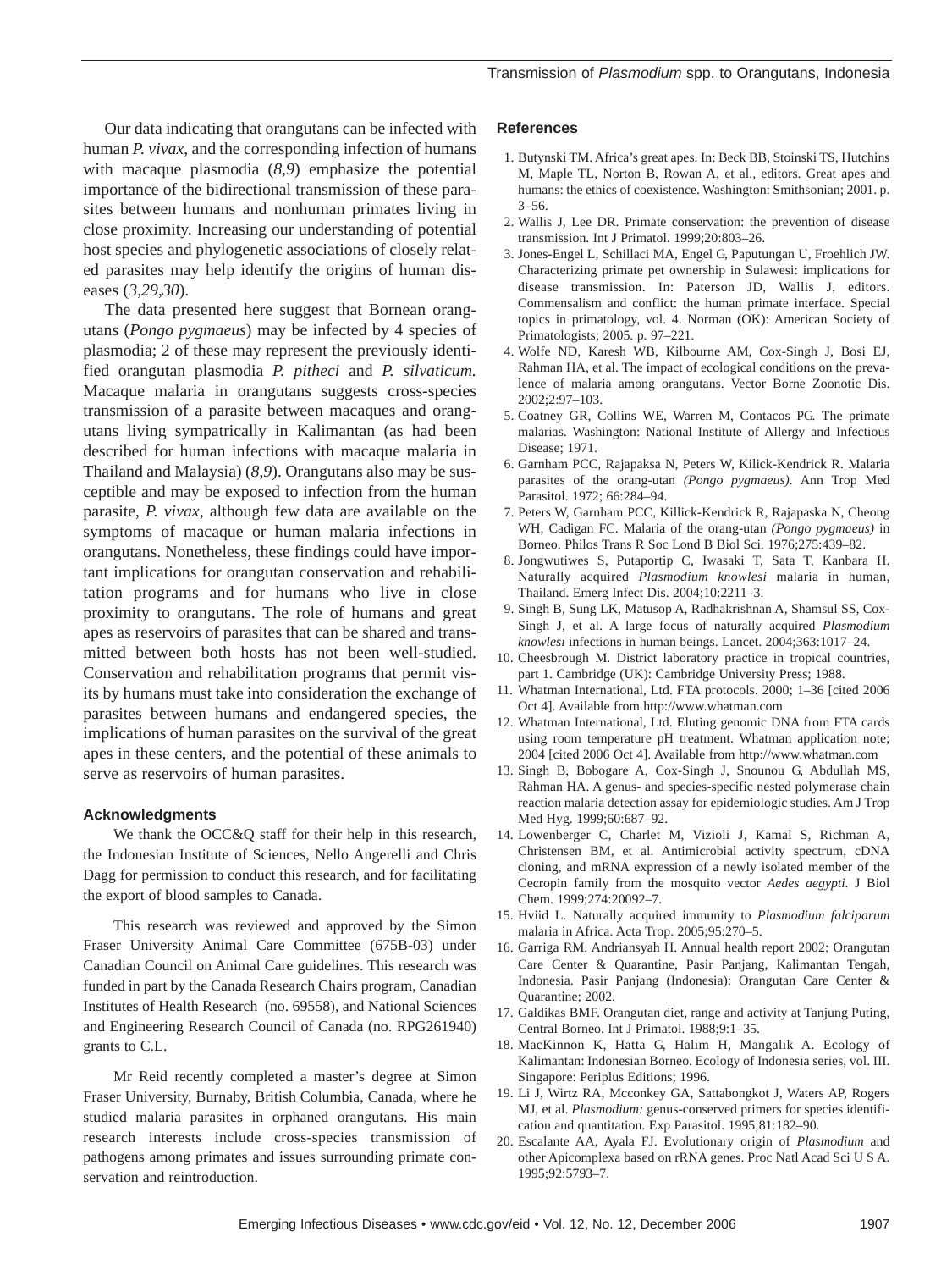Our data indicating that orangutans can be infected with human *P. vivax*, and the corresponding infection of humans with macaque plasmodia (*8*,*9*) emphasize the potential importance of the bidirectional transmission of these parasites between humans and nonhuman primates living in close proximity. Increasing our understanding of potential host species and phylogenetic associations of closely related parasites may help identify the origins of human diseases (*3*,*29*,*30*).

The data presented here suggest that Bornean orangutans (*Pongo pygmaeus*) may be infected by 4 species of plasmodia; 2 of these may represent the previously identified orangutan plasmodia *P. pitheci* and *P. silvaticum.* Macaque malaria in orangutans suggests cross-species transmission of a parasite between macaques and orangutans living sympatrically in Kalimantan (as had been described for human infections with macaque malaria in Thailand and Malaysia) (*8*,*9*). Orangutans also may be susceptible and may be exposed to infection from the human parasite, *P. vivax*, although few data are available on the symptoms of macaque or human malaria infections in orangutans. Nonetheless, these findings could have important implications for orangutan conservation and rehabilitation programs and for humans who live in close proximity to orangutans. The role of humans and great apes as reservoirs of parasites that can be shared and transmitted between both hosts has not been well-studied. Conservation and rehabilitation programs that permit visits by humans must take into consideration the exchange of parasites between humans and endangered species, the implications of human parasites on the survival of the great apes in these centers, and the potential of these animals to serve as reservoirs of human parasites.

### Acknowledgments

We thank the OCC&Q staff for their help in this research, the Indonesian Institute of Sciences, Nello Angerelli and Chris Dagg for permission to conduct this research, and for facilitating the export of blood samples to Canada.

This research was reviewed and approved by the Simon Fraser University Animal Care Committee (675B-03) under Canadian Council on Animal Care guidelines. This research was funded in part by the Canada Research Chairs program, Canadian Institutes of Health Research (no. 69558), and National Sciences and Engineering Research Council of Canada (no. RPG261940) grants to C.L.

Mr Reid recently completed a master's degree at Simon Fraser University, Burnaby, British Columbia, Canada, where he studied malaria parasites in orphaned orangutans. His main research interests include cross-species transmission of pathogens among primates and issues surrounding primate conservation and reintroduction.

### References

1. Butynski TM. Africa's great apes. In: Beck BB, Stoinski TS, Hutchins M, Maple TL, Norton B, Rowan A, et al., editors. Great apes and humans: the ethics of coexistence. Washington: Smithsonian; 2001. p. 3–56.
2. Wallis J, Lee DR. Primate conservation: the prevention of disease transmission. Int J Primatol. 1999;20:803–26.
3. Jones-Engel L, Schillaci MA, Engel G, Paputungan U, Froehlich JW. Characterizing primate pet ownership in Sulawesi: implications for disease transmission. In: Paterson JD, Wallis J, editors. Commensalism and conflict: the human primate interface. Special topics in primatology, vol. 4. Norman (OK): American Society of Primatologists; 2005. p. 97–221.
4. Wolfe ND, Karesh WB, Kilbourne AM, Cox-Singh J, Bosi EJ, Rahman HA, et al. The impact of ecological conditions on the prevalence of malaria among orangutans. Vector Borne Zoonotic Dis. 2002;2:97–103.
5. Coatney GR, Collins WE, Warren M, Contacos PG. The primate malarias. Washington: National Institute of Allergy and Infectious Disease; 1971.
6. Garnham PCC, Rajapaksa N, Peters W, Kilick-Kendrick R. Malaria parasites of the orang-utan *(Pongo pygmaeus)*. Ann Trop Med Parasitol. 1972; 66:284–94.
7. Peters W, Garnham PCC, Killick-Kendrick R, Rajapaska N, Cheong WH, Cadigan FC. Malaria of the orang-utan *(Pongo pygmaeus)* in Borneo. Philos Trans R Soc Lond B Biol Sci. 1976;275:439–82.
8. Jongwutiwes S, Putaportip C, Iwasaki T, Sata T, Kanbara H. Naturally acquired *Plasmodium knowlesi* malaria in human, Thailand. Emerg Infect Dis. 2004;10:2211–3.
9. Singh B, Sung LK, Matusop A, Radhakrishnan A, Shamsul SS, Cox-Singh J, et al. A large focus of naturally acquired *Plasmodium knowlesi* infections in human beings. Lancet. 2004;363:1017–24.
10. Cheesbrough M. District laboratory practice in tropical countries, part 1. Cambridge (UK): Cambridge University Press; 1988.
11. Whatman International, Ltd. FTA protocols. 2000; 1–36 [cited 2006 Oct 4]. Available from http://www.whatman.com
12. Whatman International, Ltd. Eluting genomic DNA from FTA cards using room temperature pH treatment. Whatman application note; 2004 [cited 2006 Oct 4]. Available from http://www.whatman.com
13. Singh B, Bobogare A, Cox-Singh J, Snounou G, Abdullah MS, Rahman HA. A genus- and species-specific nested polymerase chain reaction malaria detection assay for epidemiologic studies. Am J Trop Med Hyg. 1999;60:687–92.
14. Lowenberger C, Charlet M, Vizioli J, Kamal S, Richman A, Christensen BM, et al. Antimicrobial activity spectrum, cDNA cloning, and mRNA expression of a newly isolated member of the Cecropin family from the mosquito vector *Aedes aegypti.* J Biol Chem. 1999;274:20092–7.
15. Hviid L. Naturally acquired immunity to *Plasmodium falciparum* malaria in Africa. Acta Trop. 2005;95:270–5.
16. Garriga RM. Andriansyah H. Annual health report 2002: Orangutan Care Center & Quarantine, Pasir Panjang, Kalimantan Tengah, Indonesia. Pasir Panjang (Indonesia): Orangutan Care Center & Quarantine; 2002.
17. Galdikas BMF. Orangutan diet, range and activity at Tanjung Puting, Central Borneo. Int J Primatol. 1988;9:1–35.
18. MacKinnon K, Hatta G, Halim H, Mangalik A. Ecology of Kalimantan: Indonesian Borneo. Ecology of Indonesia series, vol. III. Singapore: Periplus Editions; 1996.
19. Li J, Wirtz RA, Mcconkey GA, Sattabongkot J, Waters AP, Rogers MJ, et al. *Plasmodium:* genus-conserved primers for species identification and quantitation. Exp Parasitol. 1995;81:182–90.
20. Escalante AA, Ayala FJ. Evolutionary origin of *Plasmodium* and other Apicomplexa based on rRNA genes. Proc Natl Acad Sci U S A. 1995;92:5793–7.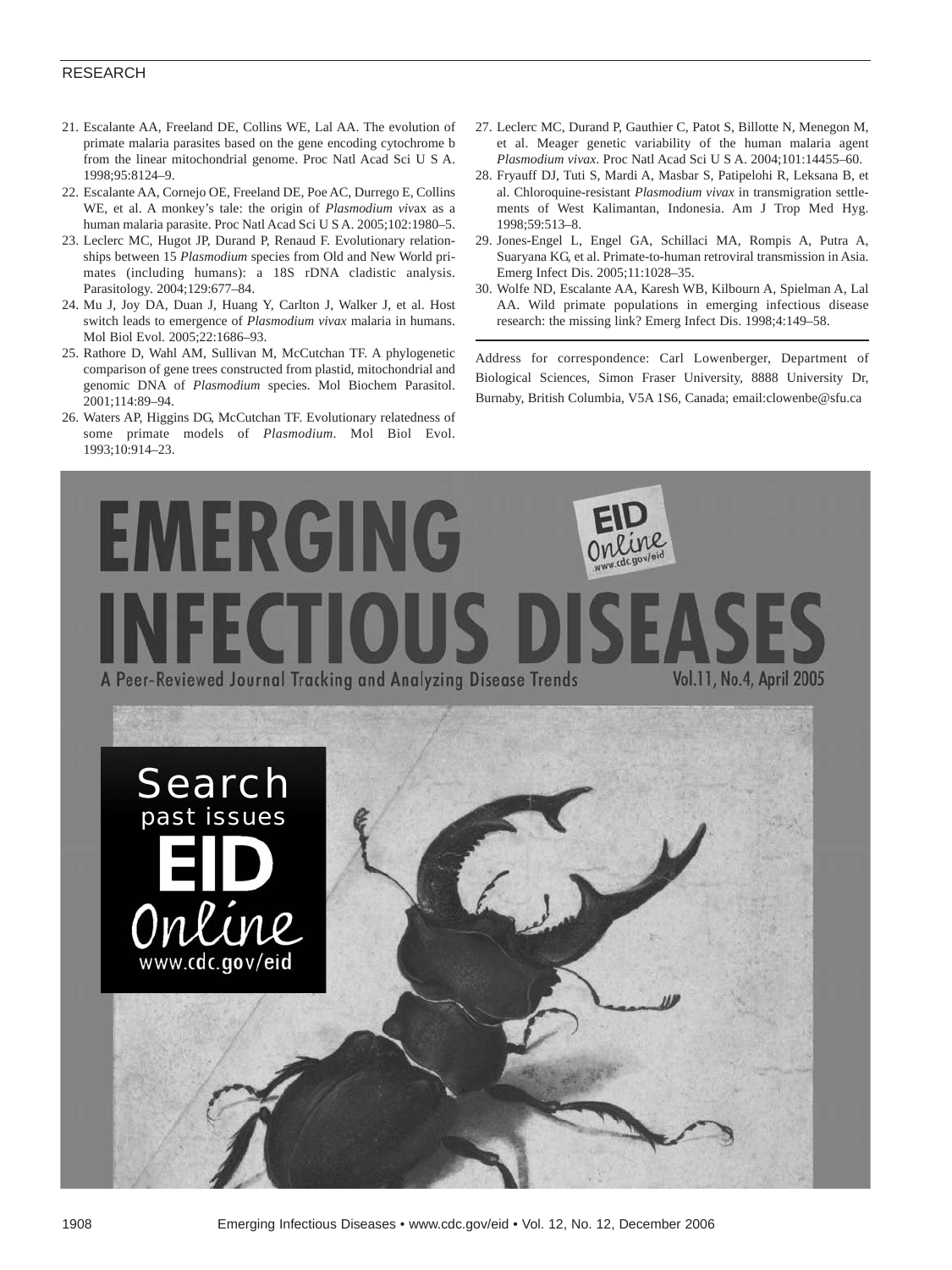21. Escalante AA, Freeland DE, Collins WE, Lal AA. The evolution of primate malaria parasites based on the gene encoding cytochrome b from the linear mitochondrial genome. Proc Natl Acad Sci U S A. 1998;95:8124–9.
22. Escalante AA, Cornejo OE, Freeland DE, Poe AC, Durrego E, Collins WE, et al. A monkey's tale: the origin of *Plasmodium viv*ax as a human malaria parasite. Proc Natl Acad Sci U S A. 2005;102:1980–5.
23. Leclerc MC, Hugot JP, Durand P, Renaud F. Evolutionary relationships between 15 *Plasmodium* species from Old and New World primates (including humans): a 18S rDNA cladistic analysis. Parasitology. 2004;129:677–84.
24. Mu J, Joy DA, Duan J, Huang Y, Carlton J, Walker J, et al. Host switch leads to emergence of *Plasmodium vivax* malaria in humans. Mol Biol Evol. 2005;22:1686–93.
25. Rathore D, Wahl AM, Sullivan M, McCutchan TF. A phylogenetic comparison of gene trees constructed from plastid, mitochondrial and genomic DNA of *Plasmodium* species. Mol Biochem Parasitol. 2001;114:89–94.
26. Waters AP, Higgins DG, McCutchan TF. Evolutionary relatedness of some primate models of *Plasmodium*. Mol Biol Evol. 1993;10:914–23.
27. Leclerc MC, Durand P, Gauthier C, Patot S, Billotte N, Menegon M, et al. Meager genetic variability of the human malaria agent *Plasmodium vivax*. Proc Natl Acad Sci U S A. 2004;101:14455–60.
28. Fryauff DJ, Tuti S, Mardi A, Masbar S, Patipelohi R, Leksana B, et al. Chloroquine-resistant *Plasmodium vivax* in transmigration settlements of West Kalimantan, Indonesia. Am J Trop Med Hyg. 1998;59:513–8.
29. Jones-Engel L, Engel GA, Schillaci MA, Rompis A, Putra A, Suaryana KG, et al. Primate-to-human retroviral transmission in Asia. Emerg Infect Dis. 2005;11:1028–35.
30. Wolfe ND, Escalante AA, Karesh WB, Kilbourn A, Spielman A, Lal AA. Wild primate populations in emerging infectious disease research: the missing link? Emerg Infect Dis. 1998;4:149–58.

Address for correspondence: Carl Lowenberger, Department of Biological Sciences, Simon Fraser University, 8888 University Dr, Burnaby, British Columbia, V5A 1S6, Canada; email:clowenbe@sfu.ca

EMERGING INFECTIOUS DISEASES

A Peer-Reviewed Journal Tracking and Analyzing Disease Trends

Vol.11, No.4, April 2005

EID Online www.cdc.gov/eid

Search past issues EID Online www.cdc.gov/eid